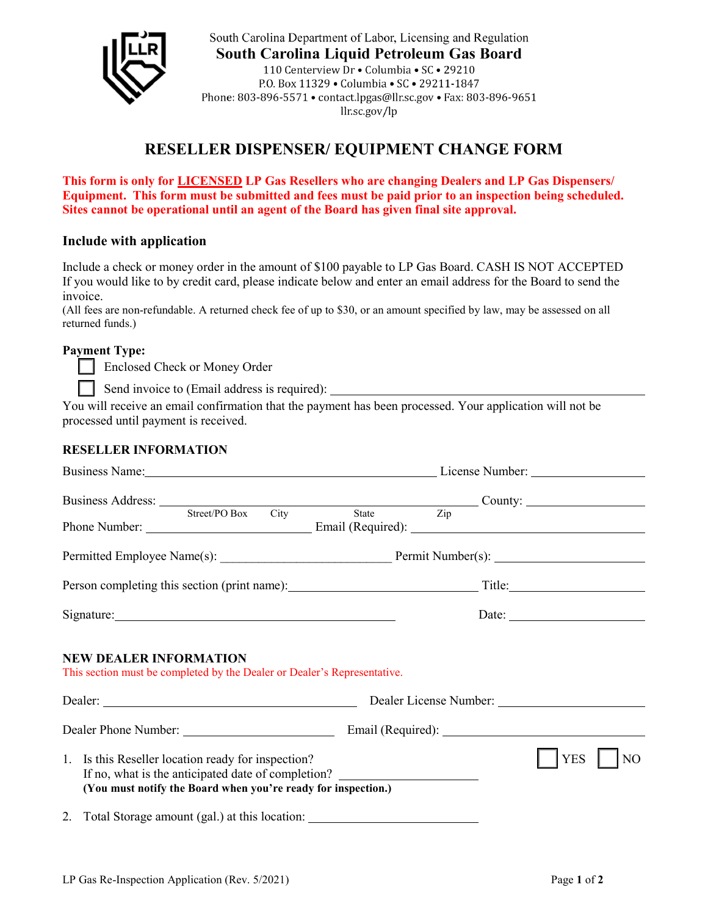South Carolina Department of Labor, Licensing and Regulation

**South Carolina Liquid Petroleum Gas Board**

110 Centerview Dr • Columbia • SC • 29210
P.O. Box 11329 • Columbia • SC • 29211-1847
Phone: 803-896-5571 • contact.lpgas@llr.sc.gov • Fax: 803-896-9651
llr.sc.gov/lp

# RESELLER DISPENSER/ EQUIPMENT CHANGE FORM

**This form is only for LICENSED LP Gas Resellers who are changing Dealers and LP Gas Dispensers/ Equipment. This form must be submitted and fees must be paid prior to an inspection being scheduled. Sites cannot be operational until an agent of the Board has given final site approval.**

### Include with application

Include a check or money order in the amount of $100 payable to LP Gas Board. CASH IS NOT ACCEPTED If you would like to by credit card, please indicate below and enter an email address for the Board to send the invoice.
(All fees are non-refundable. A returned check fee of up to $30, or an amount specified by law, may be assessed on all returned funds.)

**Payment Type:**

- ☐ Enclosed Check or Money Order
- ☐ Send invoice to (Email address is required): ____________________

You will receive an email confirmation that the payment has been processed. Your application will not be processed until payment is received.

### RESELLER INFORMATION

Business Name: ____________________ License Number: ____________________

Business Address: ____________________ County: ____________________
Street/PO Box City State Zip

Phone Number: ____________________ Email (Required): ____________________

Permitted Employee Name(s): ____________________ Permit Number(s): ____________________

Person completing this section (print name): ____________________ Title: ____________________

Signature: ____________________ Date: ____________________

### NEW DEALER INFORMATION

This section must be completed by the Dealer or Dealer's Representative.

Dealer: ____________________ Dealer License Number: ____________________

Dealer Phone Number: ____________________ Email (Required): ____________________

1. Is this Reseller location ready for inspection? ☐ YES ☐ NO
   If no, what is the anticipated date of completion? ____________________
   **(You must notify the Board when you're ready for inspection.)**

2. Total Storage amount (gal.) at this location: ____________________

LP Gas Re-Inspection Application (Rev. 5/2021)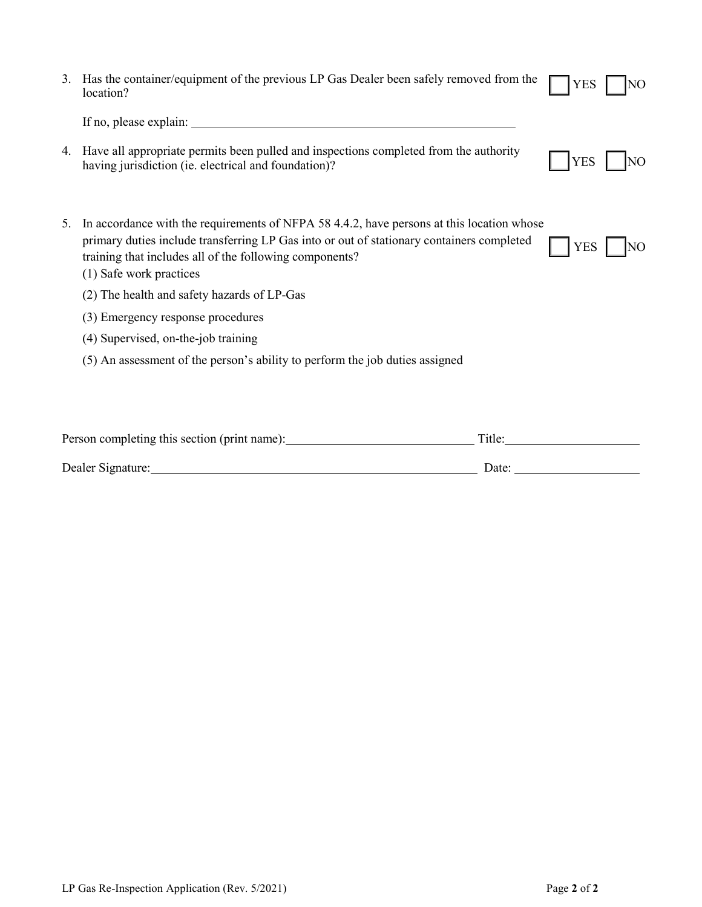3. Has the container/equipment of the previous LP Gas Dealer been safely removed from the location? ☐ YES ☐ NO

   If no, please explain: ______________________________________________________

4. Have all appropriate permits been pulled and inspections completed from the authority having jurisdiction (ie. electrical and foundation)? ☐ YES ☐ NO

5. In accordance with the requirements of NFPA 58 4.4.2, have persons at this location whose primary duties include transferring LP Gas into or out of stationary containers completed training that includes all of the following components? ☐ YES ☐ NO

   (1) Safe work practices

   (2) The health and safety hazards of LP-Gas

   (3) Emergency response procedures

   (4) Supervised, on-the-job training

   (5) An assessment of the person's ability to perform the job duties assigned

Person completing this section (print name):______________________________ Title:_____________________

Dealer Signature:_______________________________________________________ Date: ____________________